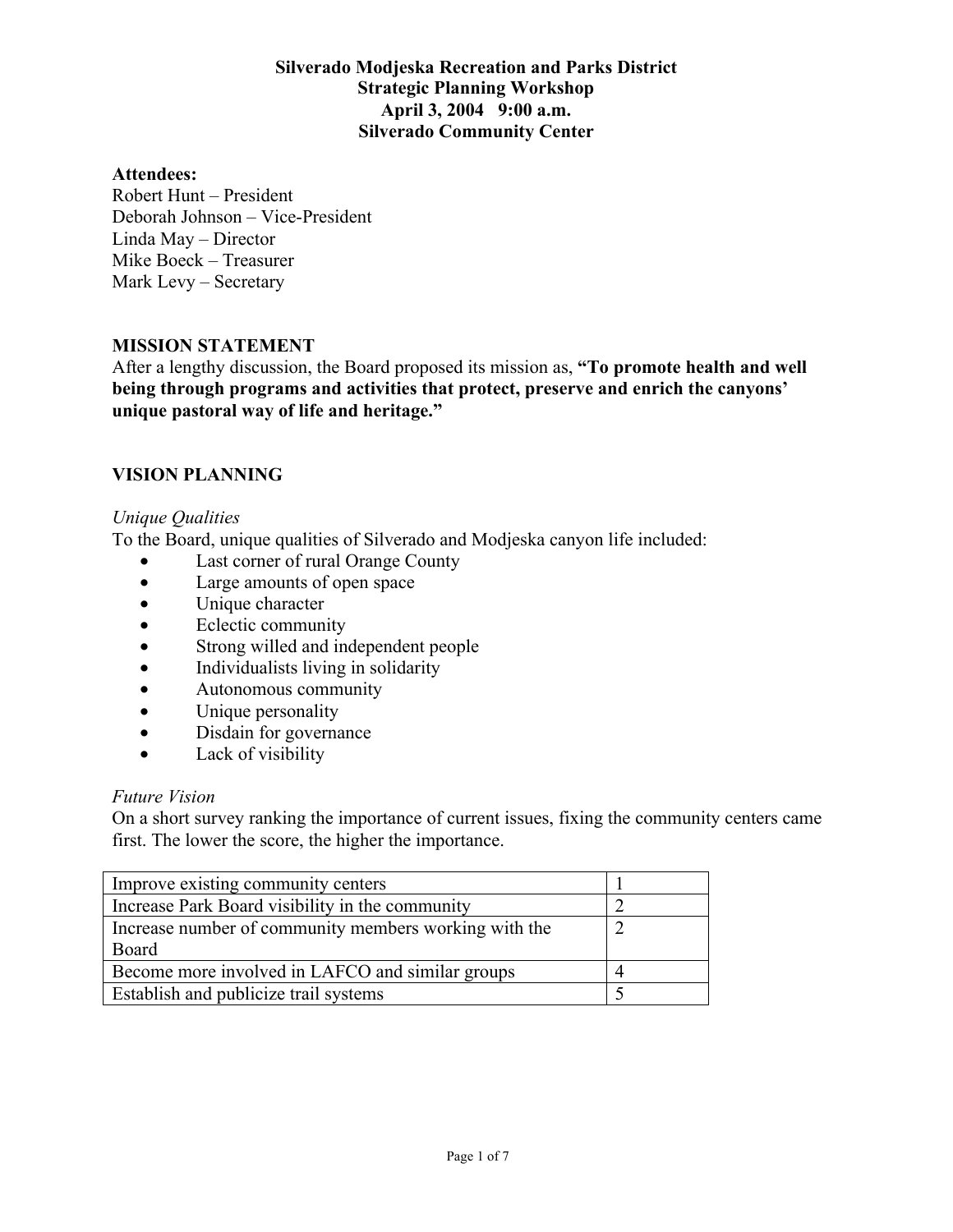# Silverado Modjeska Recreation and Parks District
## Strategic Planning Workshop
## April 3, 2004 9:00 a.m.
## Silverado Community Center

**Attendees:**
Robert Hunt – President
Deborah Johnson – Vice-President
Linda May – Director
Mike Boeck – Treasurer
Mark Levy – Secretary

### MISSION STATEMENT

After a lengthy discussion, the Board proposed its mission as, **"To promote health and well being through programs and activities that protect, preserve and enrich the canyons' unique pastoral way of life and heritage."**

### VISION PLANNING

*Unique Qualities*

To the Board, unique qualities of Silverado and Modjeska canyon life included:

- Last corner of rural Orange County
- Large amounts of open space
- Unique character
- Eclectic community
- Strong willed and independent people
- Individualists living in solidarity
- Autonomous community
- Unique personality
- Disdain for governance
- Lack of visibility

*Future Vision*

On a short survey ranking the importance of current issues, fixing the community centers came first. The lower the score, the higher the importance.

| Issue | Score |
|---|---|
| Improve existing community centers | 1 |
| Increase Park Board visibility in the community | 2 |
| Increase number of community members working with the Board | 2 |
| Become more involved in LAFCO and similar groups | 4 |
| Establish and publicize trail systems | 5 |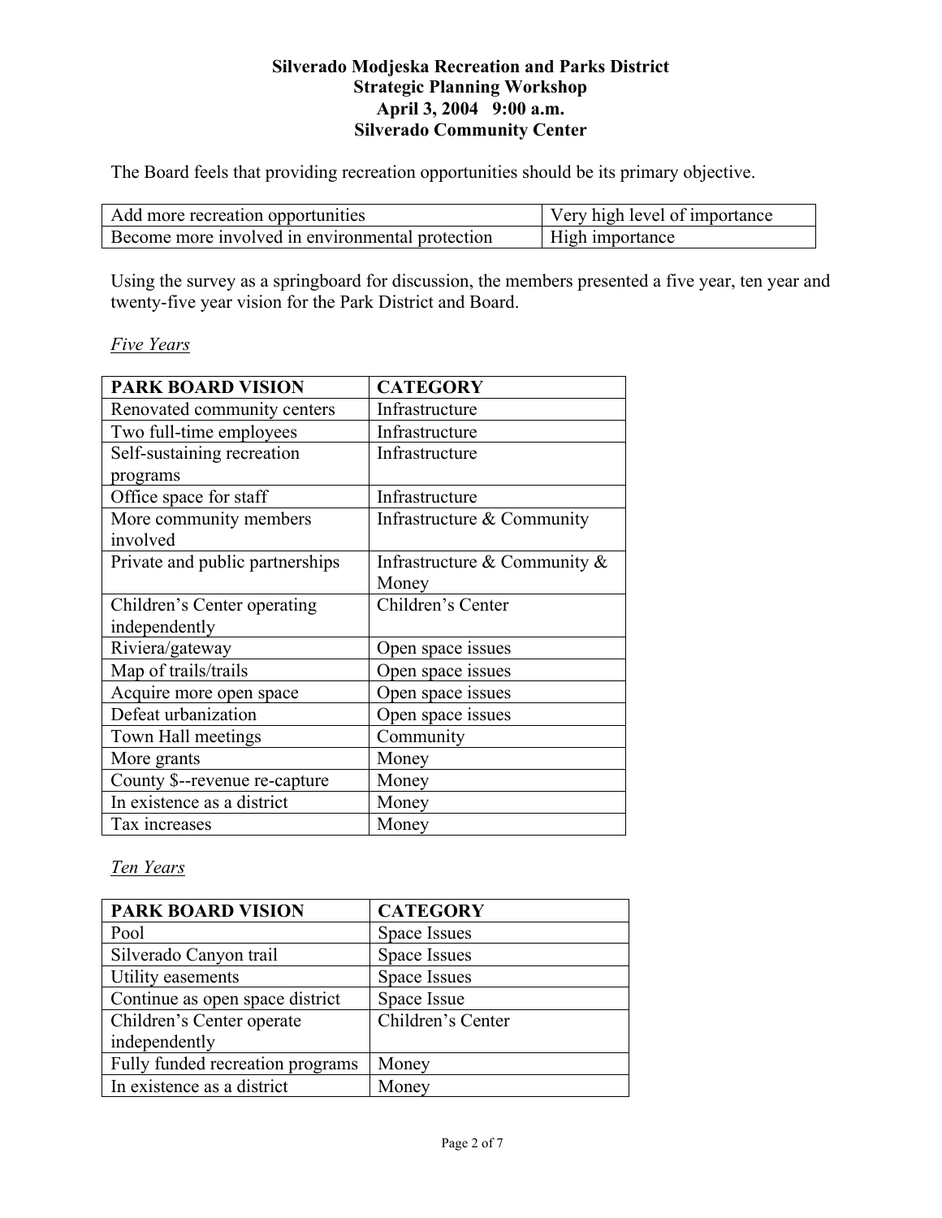**Silverado Modjeska Recreation and Parks District**
**Strategic Planning Workshop**
**April 3, 2004 9:00 a.m.**
**Silverado Community Center**

The Board feels that providing recreation opportunities should be its primary objective.

| Add more recreation opportunities | Very high level of importance |
| --- | --- |
| Become more involved in environmental protection | High importance |

Using the survey as a springboard for discussion, the members presented a five year, ten year and twenty-five year vision for the Park District and Board.

*Five Years*

| PARK BOARD VISION | CATEGORY |
| --- | --- |
| Renovated community centers | Infrastructure |
| Two full-time employees | Infrastructure |
| Self-sustaining recreation programs | Infrastructure |
| Office space for staff | Infrastructure |
| More community members involved | Infrastructure & Community |
| Private and public partnerships | Infrastructure & Community & Money |
| Children's Center operating independently | Children's Center |
| Riviera/gateway | Open space issues |
| Map of trails/trails | Open space issues |
| Acquire more open space | Open space issues |
| Defeat urbanization | Open space issues |
| Town Hall meetings | Community |
| More grants | Money |
| County $--revenue re-capture | Money |
| In existence as a district | Money |
| Tax increases | Money |

*Ten Years*

| PARK BOARD VISION | CATEGORY |
| --- | --- |
| Pool | Space Issues |
| Silverado Canyon trail | Space Issues |
| Utility easements | Space Issues |
| Continue as open space district | Space Issue |
| Children's Center operate independently | Children's Center |
| Fully funded recreation programs | Money |
| In existence as a district | Money |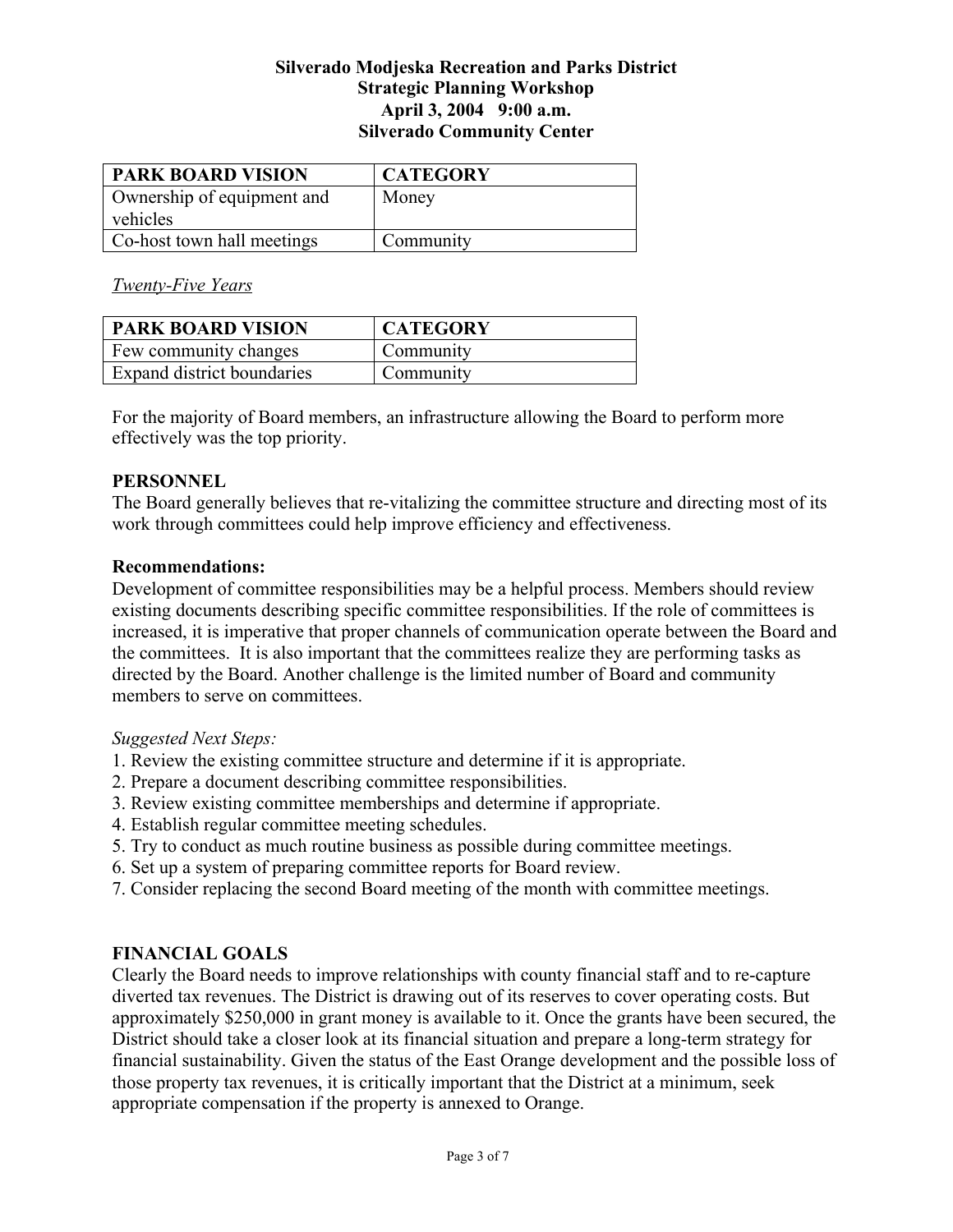**Silverado Modjeska Recreation and Parks District**
**Strategic Planning Workshop**
**April 3, 2004 9:00 a.m.**
**Silverado Community Center**

| PARK BOARD VISION | CATEGORY |
|---|---|
| Ownership of equipment and vehicles | Money |
| Co-host town hall meetings | Community |

*Twenty-Five Years*

| PARK BOARD VISION | CATEGORY |
|---|---|
| Few community changes | Community |
| Expand district boundaries | Community |

For the majority of Board members, an infrastructure allowing the Board to perform more effectively was the top priority.

## PERSONNEL

The Board generally believes that re-vitalizing the committee structure and directing most of its work through committees could help improve efficiency and effectiveness.

**Recommendations:**

Development of committee responsibilities may be a helpful process. Members should review existing documents describing specific committee responsibilities. If the role of committees is increased, it is imperative that proper channels of communication operate between the Board and the committees. It is also important that the committees realize they are performing tasks as directed by the Board. Another challenge is the limited number of Board and community members to serve on committees.

*Suggested Next Steps:*

1. Review the existing committee structure and determine if it is appropriate.
2. Prepare a document describing committee responsibilities.
3. Review existing committee memberships and determine if appropriate.
4. Establish regular committee meeting schedules.
5. Try to conduct as much routine business as possible during committee meetings.
6. Set up a system of preparing committee reports for Board review.
7. Consider replacing the second Board meeting of the month with committee meetings.

## FINANCIAL GOALS

Clearly the Board needs to improve relationships with county financial staff and to re-capture diverted tax revenues. The District is drawing out of its reserves to cover operating costs. But approximately $250,000 in grant money is available to it. Once the grants have been secured, the District should take a closer look at its financial situation and prepare a long-term strategy for financial sustainability. Given the status of the East Orange development and the possible loss of those property tax revenues, it is critically important that the District at a minimum, seek appropriate compensation if the property is annexed to Orange.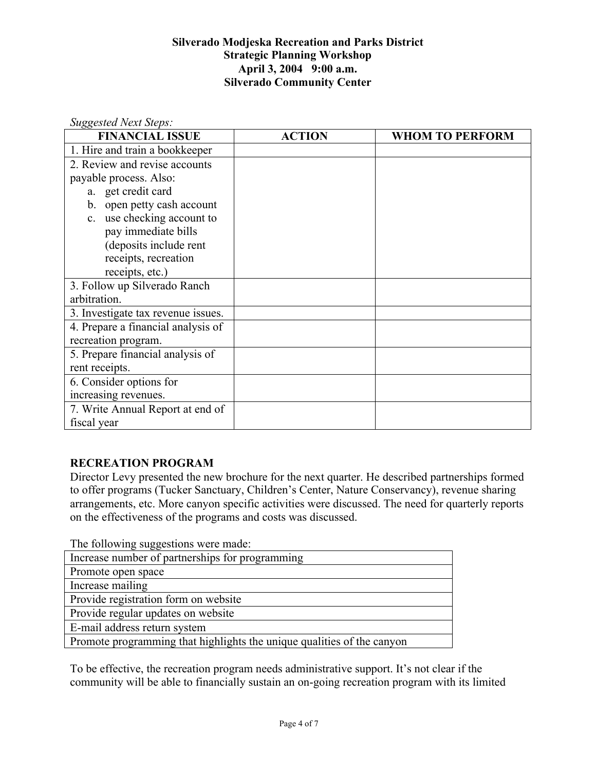**Silverado Modjeska Recreation and Parks District**
**Strategic Planning Workshop**
**April 3, 2004 9:00 a.m.**
**Silverado Community Center**

*Suggested Next Steps:*

| FINANCIAL ISSUE | ACTION | WHOM TO PERFORM |
|---|---|---|
| 1. Hire and train a bookkeeper | | |
| 2. Review and revise accounts payable process. Also: a. get credit card b. open petty cash account c. use checking account to pay immediate bills (deposits include rent receipts, recreation receipts, etc.) | | |
| 3. Follow up Silverado Ranch arbitration. | | |
| 3. Investigate tax revenue issues. | | |
| 4. Prepare a financial analysis of recreation program. | | |
| 5. Prepare financial analysis of rent receipts. | | |
| 6. Consider options for increasing revenues. | | |
| 7. Write Annual Report at end of fiscal year | | |

**RECREATION PROGRAM**

Director Levy presented the new brochure for the next quarter. He described partnerships formed to offer programs (Tucker Sanctuary, Children's Center, Nature Conservancy), revenue sharing arrangements, etc. More canyon specific activities were discussed. The need for quarterly reports on the effectiveness of the programs and costs was discussed.

The following suggestions were made:

| |
|---|
| Increase number of partnerships for programming |
| Promote open space |
| Increase mailing |
| Provide registration form on website |
| Provide regular updates on website |
| E-mail address return system |
| Promote programming that highlights the unique qualities of the canyon |

To be effective, the recreation program needs administrative support. It's not clear if the community will be able to financially sustain an on-going recreation program with its limited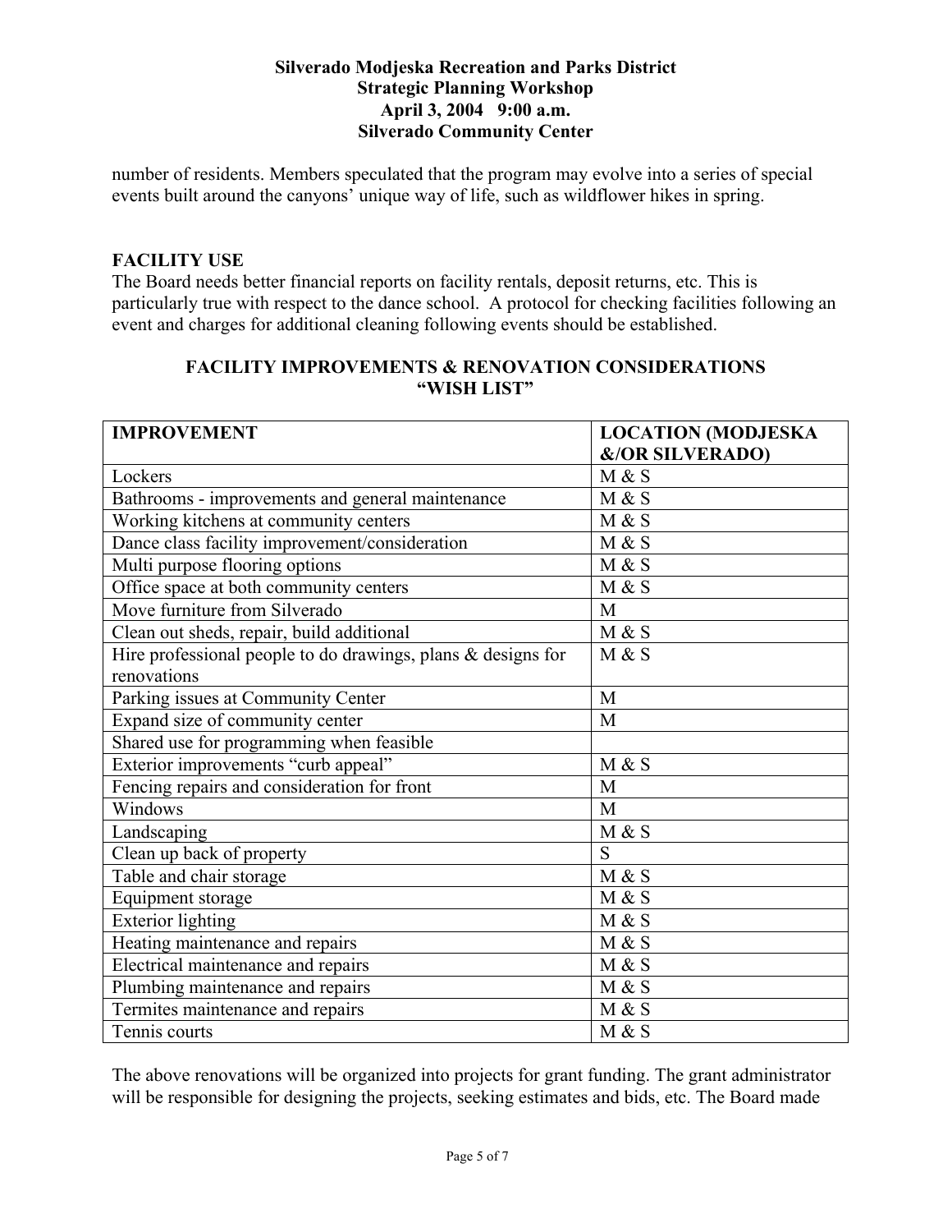number of residents. Members speculated that the program may evolve into a series of special events built around the canyons' unique way of life, such as wildflower hikes in spring.

## FACILITY USE

The Board needs better financial reports on facility rentals, deposit returns, etc. This is particularly true with respect to the dance school. A protocol for checking facilities following an event and charges for additional cleaning following events should be established.

## FACILITY IMPROVEMENTS & RENOVATION CONSIDERATIONS "WISH LIST"

| IMPROVEMENT | LOCATION (MODJESKA &/OR SILVERADO) |
| --- | --- |
| Lockers | M & S |
| Bathrooms - improvements and general maintenance | M & S |
| Working kitchens at community centers | M & S |
| Dance class facility improvement/consideration | M & S |
| Multi purpose flooring options | M & S |
| Office space at both community centers | M & S |
| Move furniture from Silverado | M |
| Clean out sheds, repair, build additional | M & S |
| Hire professional people to do drawings, plans & designs for renovations | M & S |
| Parking issues at Community Center | M |
| Expand size of community center | M |
| Shared use for programming when feasible | |
| Exterior improvements "curb appeal" | M & S |
| Fencing repairs and consideration for front | M |
| Windows | M |
| Landscaping | M & S |
| Clean up back of property | S |
| Table and chair storage | M & S |
| Equipment storage | M & S |
| Exterior lighting | M & S |
| Heating maintenance and repairs | M & S |
| Electrical maintenance and repairs | M & S |
| Plumbing maintenance and repairs | M & S |
| Termites maintenance and repairs | M & S |
| Tennis courts | M & S |

The above renovations will be organized into projects for grant funding. The grant administrator will be responsible for designing the projects, seeking estimates and bids, etc. The Board made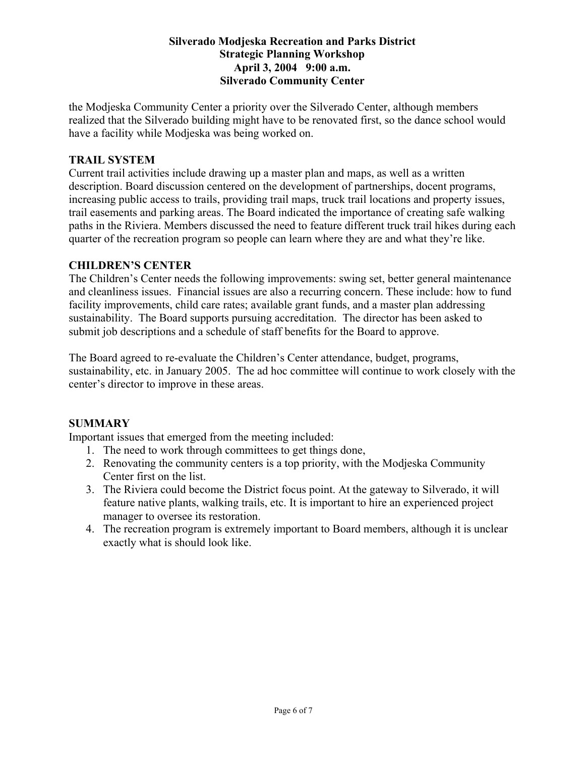the Modjeska Community Center a priority over the Silverado Center, although members realized that the Silverado building might have to be renovated first, so the dance school would have a facility while Modjeska was being worked on.

**TRAIL SYSTEM**

Current trail activities include drawing up a master plan and maps, as well as a written description. Board discussion centered on the development of partnerships, docent programs, increasing public access to trails, providing trail maps, truck trail locations and property issues, trail easements and parking areas. The Board indicated the importance of creating safe walking paths in the Riviera. Members discussed the need to feature different truck trail hikes during each quarter of the recreation program so people can learn where they are and what they're like.

**CHILDREN'S CENTER**

The Children's Center needs the following improvements: swing set, better general maintenance and cleanliness issues. Financial issues are also a recurring concern. These include: how to fund facility improvements, child care rates; available grant funds, and a master plan addressing sustainability. The Board supports pursuing accreditation. The director has been asked to submit job descriptions and a schedule of staff benefits for the Board to approve.

The Board agreed to re-evaluate the Children's Center attendance, budget, programs, sustainability, etc. in January 2005. The ad hoc committee will continue to work closely with the center's director to improve in these areas.

**SUMMARY**

Important issues that emerged from the meeting included:

1. The need to work through committees to get things done,
2. Renovating the community centers is a top priority, with the Modjeska Community Center first on the list.
3. The Riviera could become the District focus point. At the gateway to Silverado, it will feature native plants, walking trails, etc. It is important to hire an experienced project manager to oversee its restoration.
4. The recreation program is extremely important to Board members, although it is unclear exactly what is should look like.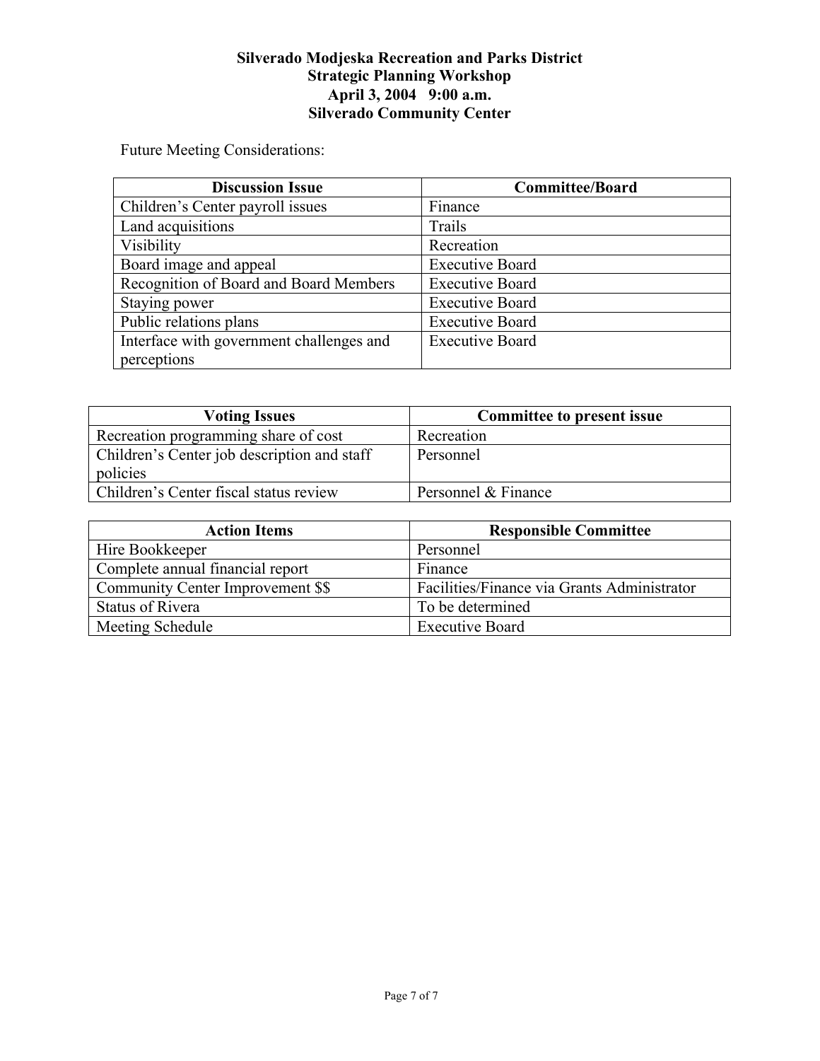**Silverado Modjeska Recreation and Parks District**
**Strategic Planning Workshop**
**April 3, 2004 9:00 a.m.**
**Silverado Community Center**

Future Meeting Considerations:

| Discussion Issue | Committee/Board |
| --- | --- |
| Children's Center payroll issues | Finance |
| Land acquisitions | Trails |
| Visibility | Recreation |
| Board image and appeal | Executive Board |
| Recognition of Board and Board Members | Executive Board |
| Staying power | Executive Board |
| Public relations plans | Executive Board |
| Interface with government challenges and perceptions | Executive Board |

| Voting Issues | Committee to present issue |
| --- | --- |
| Recreation programming share of cost | Recreation |
| Children's Center job description and staff policies | Personnel |
| Children's Center fiscal status review | Personnel & Finance |

| Action Items | Responsible Committee |
| --- | --- |
| Hire Bookkeeper | Personnel |
| Complete annual financial report | Finance |
| Community Center Improvement $$ | Facilities/Finance via Grants Administrator |
| Status of Rivera | To be determined |
| Meeting Schedule | Executive Board |